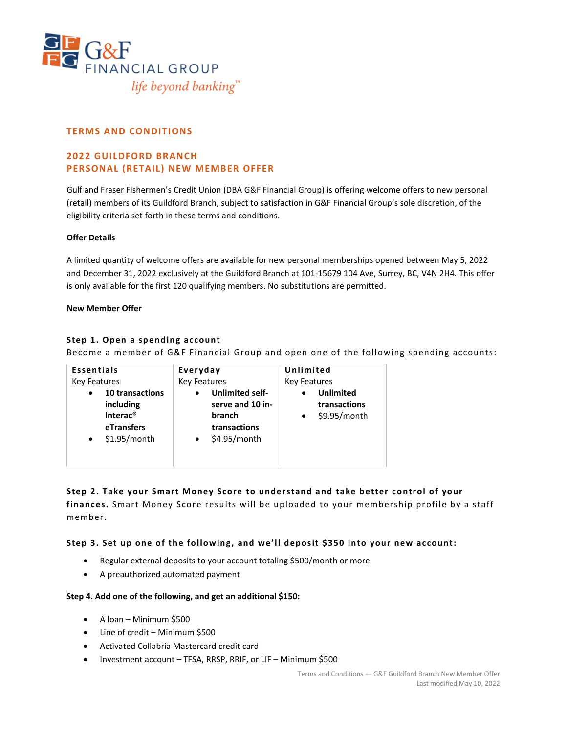G&F FINANCIAL GROUP

*life beyond banking™*

## TERMS AND CONDITIONS

## 2022 GUILDFORD BRANCH
## PERSONAL (RETAIL) NEW MEMBER OFFER

Gulf and Fraser Fishermen's Credit Union (DBA G&F Financial Group) is offering welcome offers to new personal (retail) members of its Guildford Branch, subject to satisfaction in G&F Financial Group's sole discretion, of the eligibility criteria set forth in these terms and conditions.

**Offer Details**

A limited quantity of welcome offers are available for new personal memberships opened between May 5, 2022 and December 31, 2022 exclusively at the Guildford Branch at 101-15679 104 Ave, Surrey, BC, V4N 2H4. This offer is only available for the first 120 qualifying members. No substitutions are permitted.

**New Member Offer**

**Step 1. Open a spending account**
Become a member of G&F Financial Group and open one of the following spending accounts:

| Essentials | Everyday | Unlimited |
|---|---|---|
| Key Features<br>• **10 transactions including Interac® eTransfers**<br>• $1.95/month | Key Features<br>• **Unlimited self-serve and 10 in-branch transactions**<br>• $4.95/month | Key Features<br>• **Unlimited transactions**<br>• $9.95/month |

**Step 2. Take your Smart Money Score to understand and take better control of your finances.** Smart Money Score results will be uploaded to your membership profile by a staff member.

**Step 3. Set up one of the following, and we'll deposit $350 into your new account:**

- Regular external deposits to your account totaling $500/month or more
- A preauthorized automated payment

**Step 4. Add one of the following, and get an additional $150:**

- A loan – Minimum $500
- Line of credit – Minimum $500
- Activated Collabria Mastercard credit card
- Investment account – TFSA, RRSP, RRIF, or LIF – Minimum $500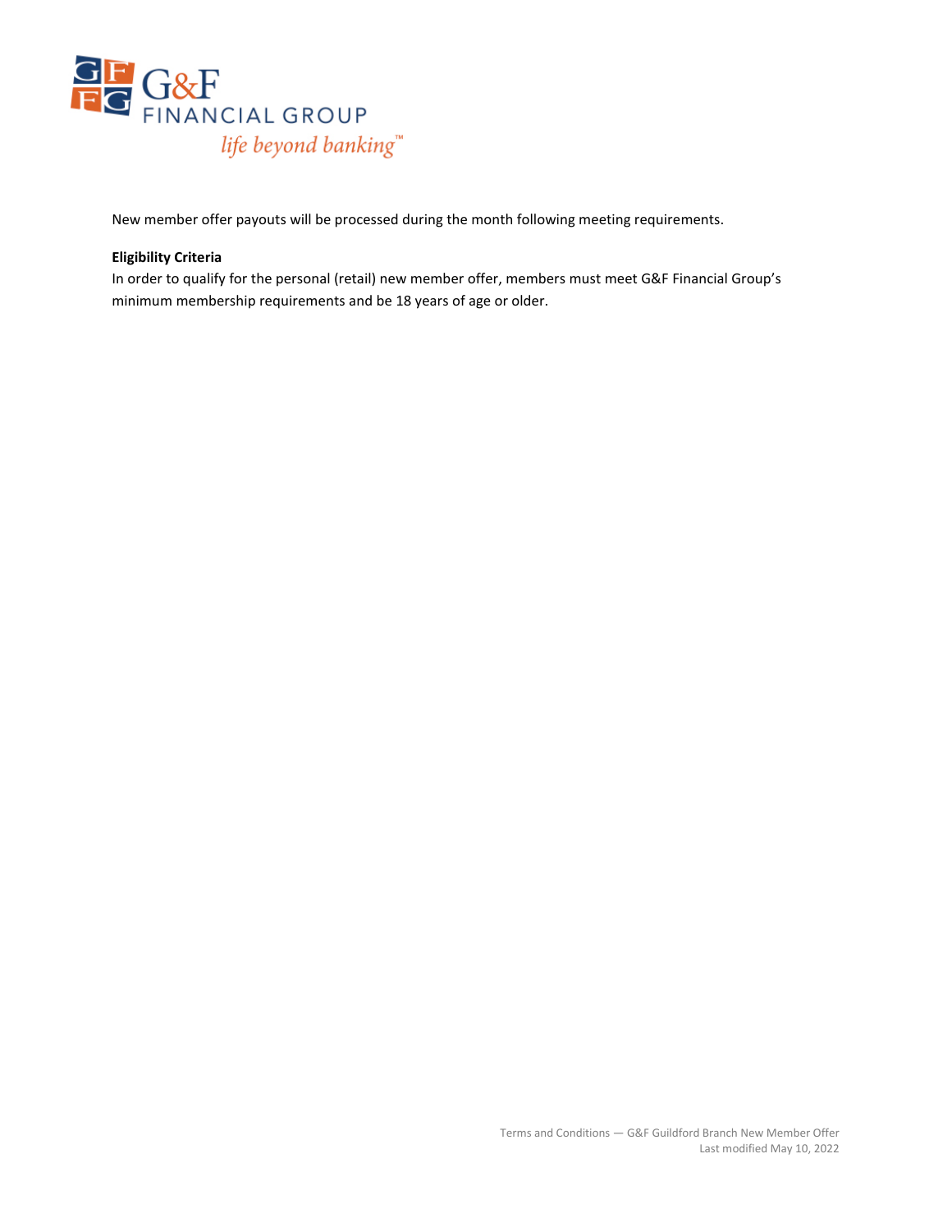New member offer payouts will be processed during the month following meeting requirements.

**Eligibility Criteria**

In order to qualify for the personal (retail) new member offer, members must meet G&F Financial Group's minimum membership requirements and be 18 years of age or older.